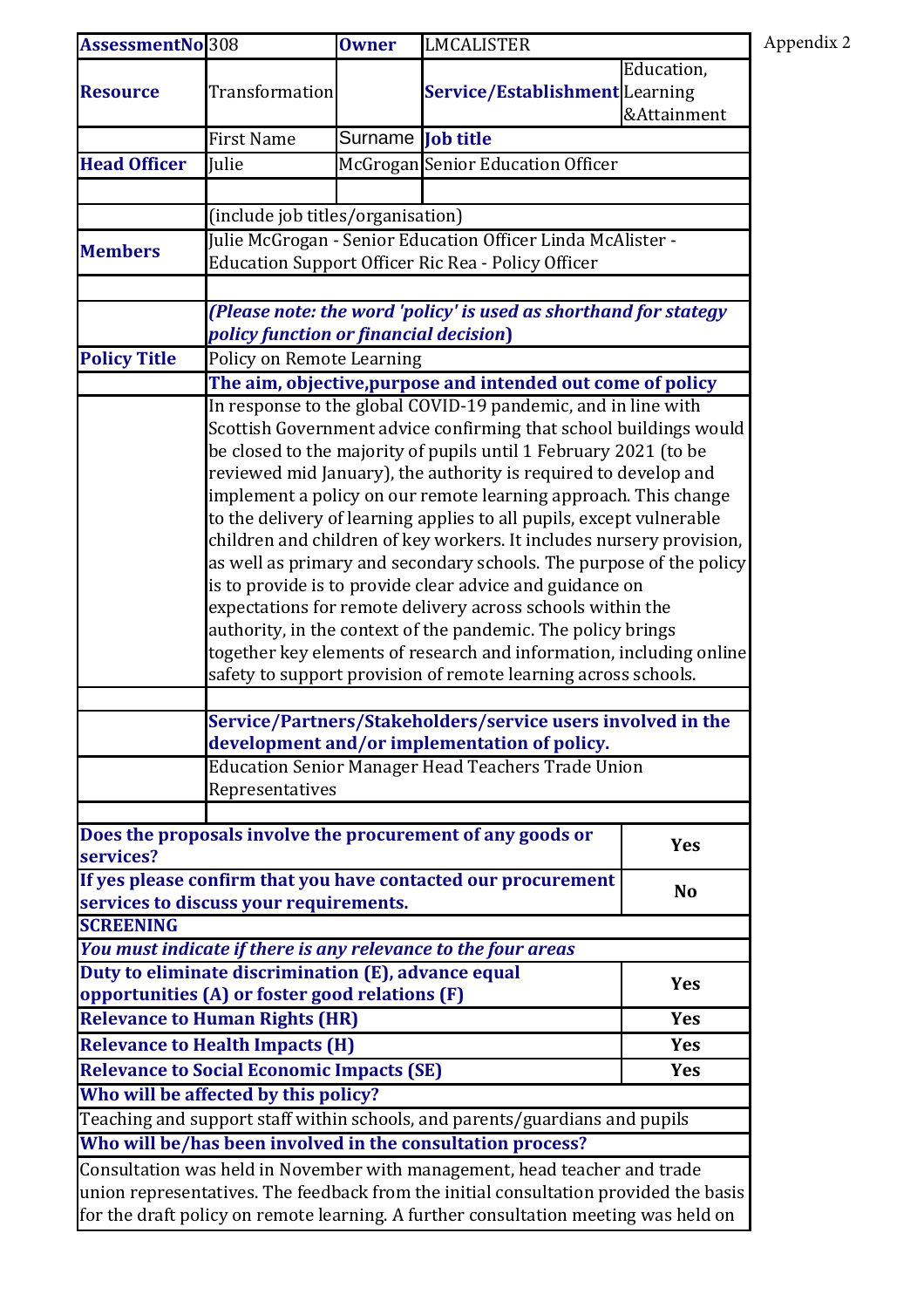Appendix 2

| AssessmentNo | 308 | Owner | LMCALISTER | |
|---|---|---|---|---|
| **Resource** | Transformation | | **Service/Establishment** | Education, Learning &Attainment |
| | First Name | Surname | **Job title** | |
| **Head Officer** | Julie | McGrogan | Senior Education Officer | |
| | | | | |
| | (include job titles/organisation) | | | |
| **Members** | Julie McGrogan - Senior Education Officer Linda McAlister - Education Support Officer Ric Rea - Policy Officer | | | |
| | | | | |
| | ***(Please note: the word 'policy' is used as shorthand for stategy policy function or financial decision)*** | | | |
| **Policy Title** | Policy on Remote Learning | | | |
| | **The aim, objective,purpose and intended out come of policy** | | | |
| | In response to the global COVID-19 pandemic, and in line with Scottish Government advice confirming that school buildings would be closed to the majority of pupils until 1 February 2021 (to be reviewed mid January), the authority is required to develop and implement a policy on our remote learning approach. This change to the delivery of learning applies to all pupils, except vulnerable children and children of key workers. It includes nursery provision, as well as primary and secondary schools. The purpose of the policy is to provide is to provide clear advice and guidance on expectations for remote delivery across schools within the authority, in the context of the pandemic. The policy brings together key elements of research and information, including online safety to support provision of remote learning across schools. | | | |
| | | | | |
| | **Service/Partners/Stakeholders/service users involved in the development and/or implementation of policy.** | | | |
| | Education Senior Manager Head Teachers Trade Union Representatives | | | |
| | | | | |

| | |
|---|---|
| **Does the proposals involve the procurement of any goods or services?** | **Yes** |
| **If yes please confirm that you have contacted our procurement services to discuss your requirements.** | **No** |
| **SCREENING** | |
| ***You must indicate if there is any relevance to the four areas*** | |
| **Duty to eliminate discrimination (E), advance equal opportunities (A) or foster good relations (F)** | **Yes** |
| **Relevance to Human Rights (HR)** | **Yes** |
| **Relevance to Health Impacts (H)** | **Yes** |
| **Relevance to Social Economic Impacts (SE)** | **Yes** |
| **Who will be affected by this policy?** | |
| Teaching and support staff within schools, and parents/guardians and pupils | |
| **Who will be/has been involved in the consultation process?** | |
| Consultation was held in November with management, head teacher and trade union representatives. The feedback from the initial consultation provided the basis for the draft policy on remote learning. A further consultation meeting was held on | |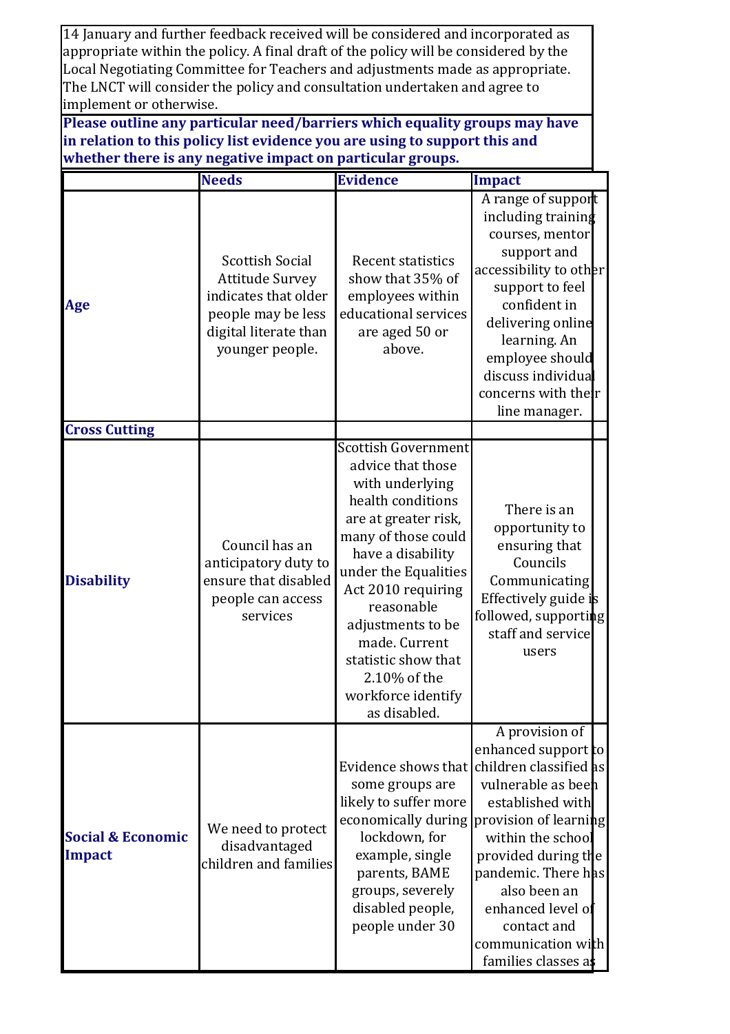14 January and further feedback received will be considered and incorporated as appropriate within the policy. A final draft of the policy will be considered by the Local Negotiating Committee for Teachers and adjustments made as appropriate. The LNCT will consider the policy and consultation undertaken and agree to implement or otherwise.

**Please outline any particular need/barriers which equality groups may have in relation to this policy list evidence you are using to support this and whether there is any negative impact on particular groups.**

| | Needs | Evidence | Impact |
|---|---|---|---|
| **Age** | Scottish Social Attitude Survey indicates that older people may be less digital literate than younger people. | Recent statistics show that 35% of employees within educational services are aged 50 or above. | A range of support including training courses, mentor support and accessibility to other support to feel confident in delivering online learning. An employee should discuss individual concerns with their line manager. |
| **Cross Cutting** | | | |
| **Disability** | Council has an anticipatory duty to ensure that disabled people can access services | Scottish Government advice that those with underlying health conditions are at greater risk, many of those could have a disability under the Equalities Act 2010 requiring reasonable adjustments to be made. Current statistic show that 2.10% of the workforce identify as disabled. | There is an opportunity to ensuring that Councils Communicating Effectively guide is followed, supporting staff and service users |
| **Social & Economic Impact** | We need to protect disadvantaged children and families | Evidence shows that some groups are likely to suffer more economically during lockdown, for example, single parents, BAME groups, severely disabled people, people under 30 | A provision of enhanced support to children classified as vulnerable as been established with provision of learning within the school provided during the pandemic. There has also been an enhanced level of contact and communication with families classes as |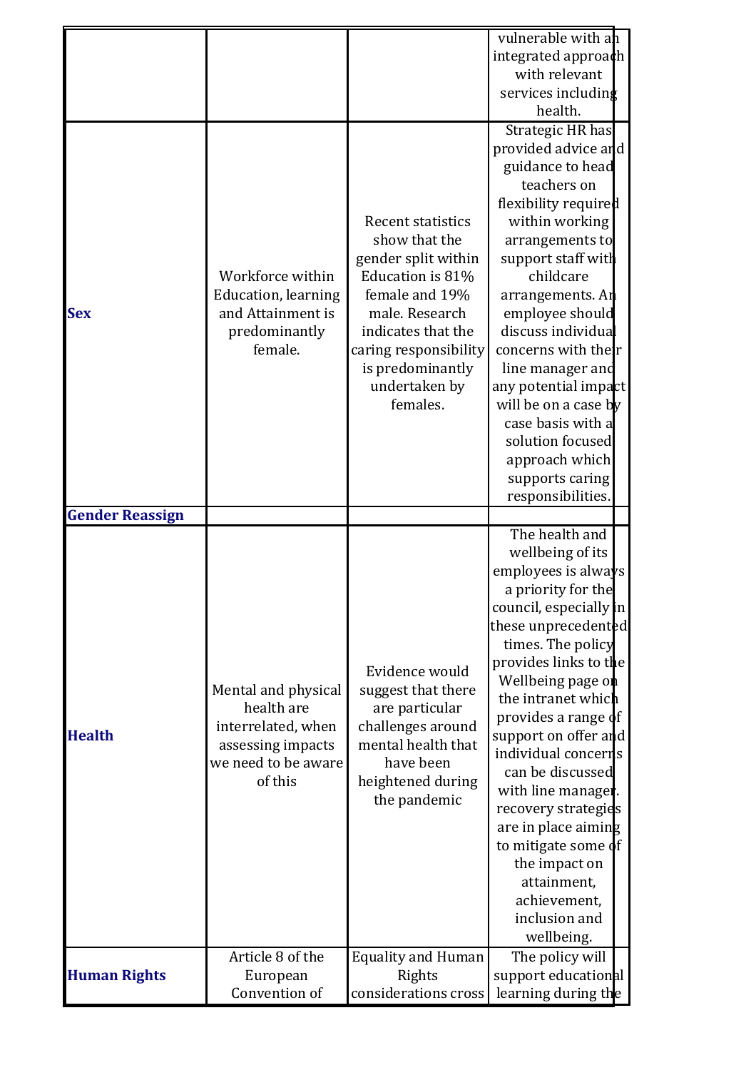| | | | |
|---|---|---|---|
| | | | vulnerable with an integrated approach with relevant services including health. |
| **Sex** | Workforce within Education, learning and Attainment is predominantly female. | Recent statistics show that the gender split within Education is 81% female and 19% male. Research indicates that the caring responsibility is predominantly undertaken by females. | Strategic HR has provided advice and guidance to head teachers on flexibility required within working arrangements to support staff with childcare arrangements. An employee should discuss individual concerns with their line manager and any potential impact will be on a case by case basis with a solution focused approach which supports caring responsibilities. |
| **Gender Reassign** | | | |
| **Health** | Mental and physical health are interrelated, when assessing impacts we need to be aware of this | Evidence would suggest that there are particular challenges around mental health that have been heightened during the pandemic | The health and wellbeing of its employees is always a priority for the council, especially in these unprecedented times. The policy provides links to the Wellbeing page on the intranet which provides a range of support on offer and individual concerns can be discussed with line manager. recovery strategies are in place aiming to mitigate some of the impact on attainment, achievement, inclusion and wellbeing. |
| **Human Rights** | Article 8 of the European Convention of | Equality and Human Rights considerations cross | The policy will support educational learning during the |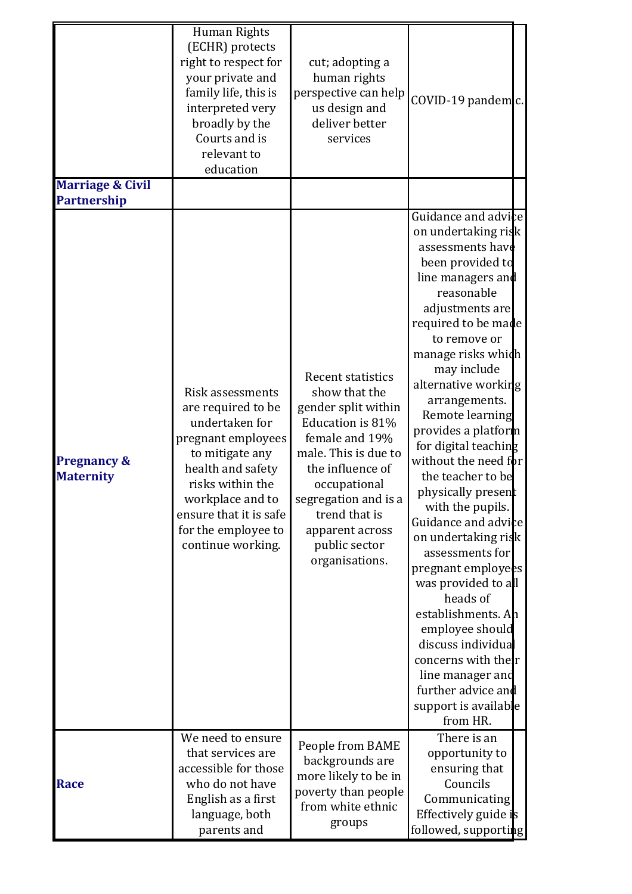| | | | |
|---|---|---|---|
| | Human Rights (ECHR) protects right to respect for your private and family life, this is interpreted very broadly by the Courts and is relevant to education | cut; adopting a human rights perspective can help us design and deliver better services | COVID-19 pandemic. |
| **Marriage & Civil Partnership** | | | |
| **Pregnancy & Maternity** | Risk assessments are required to be undertaken for pregnant employees to mitigate any health and safety risks within the workplace and to ensure that it is safe for the employee to continue working. | Recent statistics show that the gender split within Education is 81% female and 19% male. This is due to the influence of occupational segregation and is a trend that is apparent across public sector organisations. | Guidance and advice on undertaking risk assessments have been provided to line managers and reasonable adjustments are required to be made to remove or manage risks which may include alternative working arrangements. Remote learning provides a platform for digital teaching without the need for the teacher to be physically present with the pupils. Guidance and advice on undertaking risk assessments for pregnant employees was provided to all heads of establishments. An employee should discuss individual concerns with their line manager and further advice and support is available from HR. |
| **Race** | We need to ensure that services are accessible for those who do not have English as a first language, both parents and | People from BAME backgrounds are more likely to be in poverty than people from white ethnic groups | There is an opportunity to ensuring that Councils Communicating Effectively guide is followed, supporting |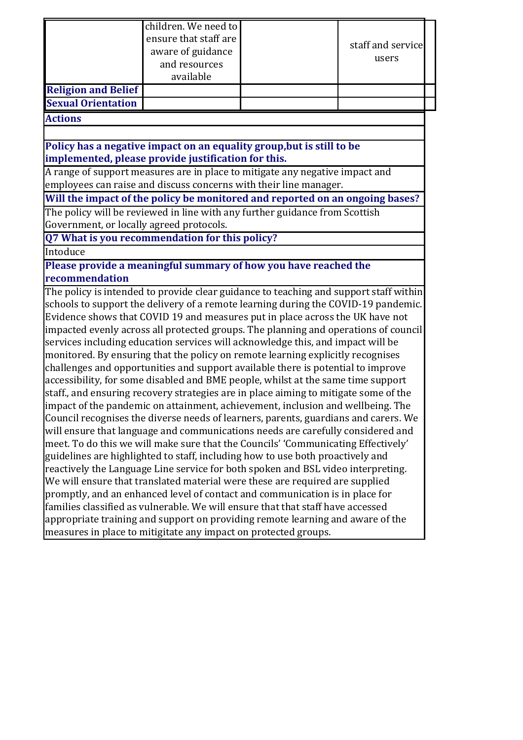| | | | |
|---|---|---|---|
| | children. We need to ensure that staff are aware of guidance and resources available | | staff and service users |
| **Religion and Belief** | | | |
| **Sexual Orientation** | | | |

**Actions**

**Policy has a negative impact on an equality group,but is still to be implemented, please provide justification for this.**

A range of support measures are in place to mitigate any negative impact and employees can raise and discuss concerns with their line manager.

**Will the impact of the policy be monitored and reported on an ongoing bases?**

The policy will be reviewed in line with any further guidance from Scottish Government, or locally agreed protocols.

**Q7 What is you recommendation for this policy?**

Intoduce

**Please provide a meaningful summary of how you have reached the recommendation**

The policy is intended to provide clear guidance to teaching and support staff within schools to support the delivery of a remote learning during the COVID-19 pandemic. Evidence shows that COVID 19 and measures put in place across the UK have not impacted evenly across all protected groups. The planning and operations of council services including education services will acknowledge this, and impact will be monitored. By ensuring that the policy on remote learning explicitly recognises challenges and opportunities and support available there is potential to improve accessibility, for some disabled and BME people, whilst at the same time support staff., and ensuring recovery strategies are in place aiming to mitigate some of the impact of the pandemic on attainment, achievement, inclusion and wellbeing. The Council recognises the diverse needs of learners, parents, guardians and carers. We will ensure that language and communications needs are carefully considered and meet. To do this we will make sure that the Councils' 'Communicating Effectively' guidelines are highlighted to staff, including how to use both proactively and reactively the Language Line service for both spoken and BSL video interpreting. We will ensure that translated material were these are required are supplied promptly, and an enhanced level of contact and communication is in place for families classified as vulnerable. We will ensure that that staff have accessed appropriate training and support on providing remote learning and aware of the measures in place to mitigitate any impact on protected groups.